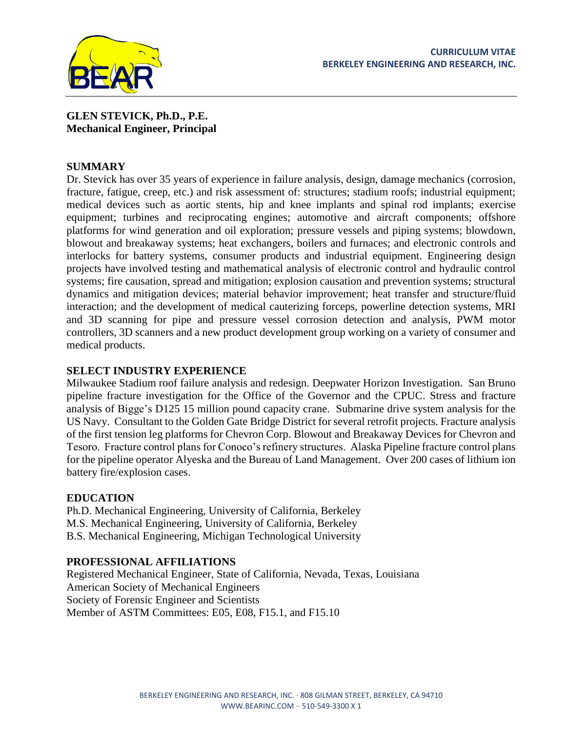**CURRICULUM VITAE**
**BERKELEY ENGINEERING AND RESEARCH, INC.**

**GLEN STEVICK, Ph.D., P.E.**
**Mechanical Engineer, Principal**

## SUMMARY

Dr. Stevick has over 35 years of experience in failure analysis, design, damage mechanics (corrosion, fracture, fatigue, creep, etc.) and risk assessment of: structures; stadium roofs; industrial equipment; medical devices such as aortic stents, hip and knee implants and spinal rod implants; exercise equipment; turbines and reciprocating engines; automotive and aircraft components; offshore platforms for wind generation and oil exploration; pressure vessels and piping systems; blowdown, blowout and breakaway systems; heat exchangers, boilers and furnaces; and electronic controls and interlocks for battery systems, consumer products and industrial equipment. Engineering design projects have involved testing and mathematical analysis of electronic control and hydraulic control systems; fire causation, spread and mitigation; explosion causation and prevention systems; structural dynamics and mitigation devices; material behavior improvement; heat transfer and structure/fluid interaction; and the development of medical cauterizing forceps, powerline detection systems, MRI and 3D scanning for pipe and pressure vessel corrosion detection and analysis, PWM motor controllers, 3D scanners and a new product development group working on a variety of consumer and medical products.

## SELECT INDUSTRY EXPERIENCE

Milwaukee Stadium roof failure analysis and redesign. Deepwater Horizon Investigation. San Bruno pipeline fracture investigation for the Office of the Governor and the CPUC. Stress and fracture analysis of Bigge's D125 15 million pound capacity crane. Submarine drive system analysis for the US Navy. Consultant to the Golden Gate Bridge District for several retrofit projects. Fracture analysis of the first tension leg platforms for Chevron Corp. Blowout and Breakaway Devices for Chevron and Tesoro. Fracture control plans for Conoco's refinery structures. Alaska Pipeline fracture control plans for the pipeline operator Alyeska and the Bureau of Land Management. Over 200 cases of lithium ion battery fire/explosion cases.

## EDUCATION

Ph.D. Mechanical Engineering, University of California, Berkeley
M.S. Mechanical Engineering, University of California, Berkeley
B.S. Mechanical Engineering, Michigan Technological University

## PROFESSIONAL AFFILIATIONS

Registered Mechanical Engineer, State of California, Nevada, Texas, Louisiana
American Society of Mechanical Engineers
Society of Forensic Engineer and Scientists
Member of ASTM Committees: E05, E08, F15.1, and F15.10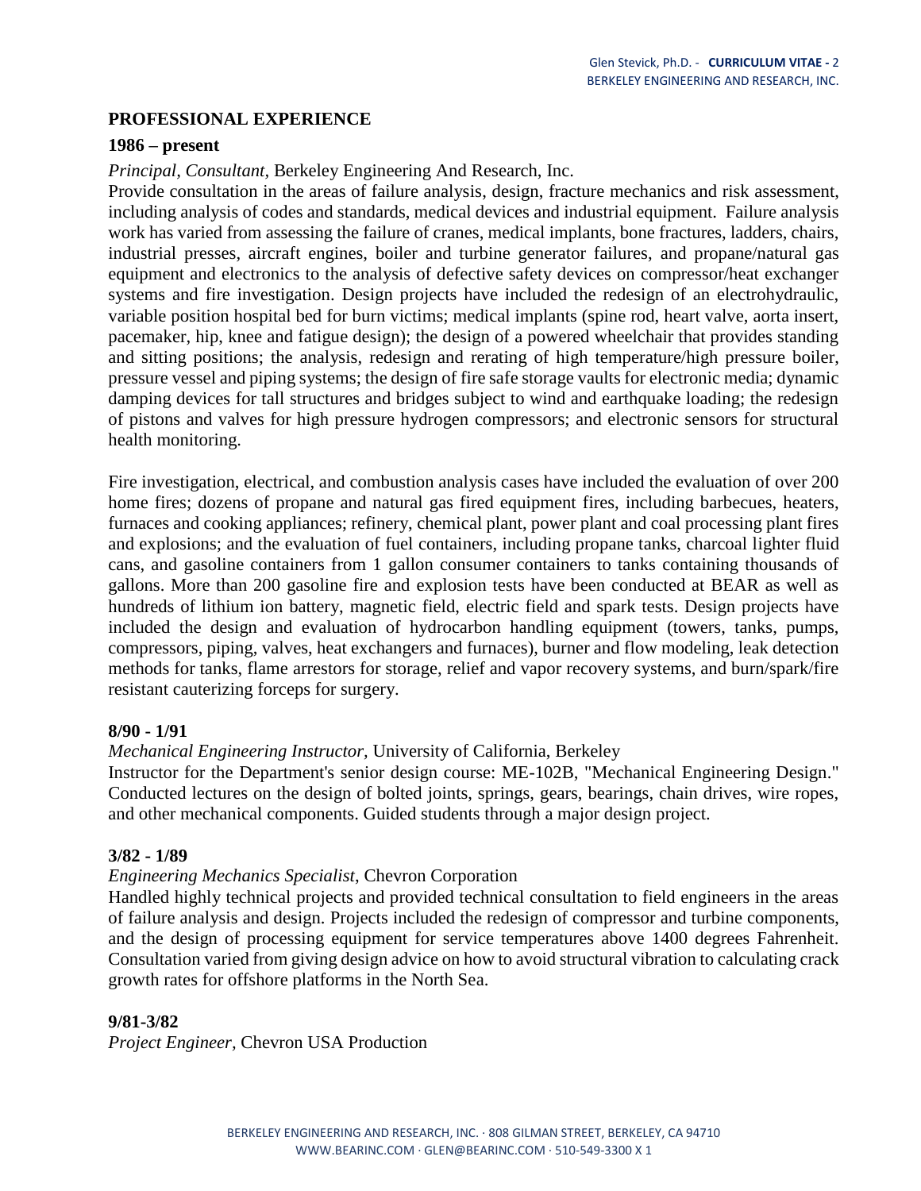## PROFESSIONAL EXPERIENCE

**1986 – present**

*Principal, Consultant,* Berkeley Engineering And Research, Inc.

Provide consultation in the areas of failure analysis, design, fracture mechanics and risk assessment, including analysis of codes and standards, medical devices and industrial equipment. Failure analysis work has varied from assessing the failure of cranes, medical implants, bone fractures, ladders, chairs, industrial presses, aircraft engines, boiler and turbine generator failures, and propane/natural gas equipment and electronics to the analysis of defective safety devices on compressor/heat exchanger systems and fire investigation. Design projects have included the redesign of an electrohydraulic, variable position hospital bed for burn victims; medical implants (spine rod, heart valve, aorta insert, pacemaker, hip, knee and fatigue design); the design of a powered wheelchair that provides standing and sitting positions; the analysis, redesign and rerating of high temperature/high pressure boiler, pressure vessel and piping systems; the design of fire safe storage vaults for electronic media; dynamic damping devices for tall structures and bridges subject to wind and earthquake loading; the redesign of pistons and valves for high pressure hydrogen compressors; and electronic sensors for structural health monitoring.

Fire investigation, electrical, and combustion analysis cases have included the evaluation of over 200 home fires; dozens of propane and natural gas fired equipment fires, including barbecues, heaters, furnaces and cooking appliances; refinery, chemical plant, power plant and coal processing plant fires and explosions; and the evaluation of fuel containers, including propane tanks, charcoal lighter fluid cans, and gasoline containers from 1 gallon consumer containers to tanks containing thousands of gallons. More than 200 gasoline fire and explosion tests have been conducted at BEAR as well as hundreds of lithium ion battery, magnetic field, electric field and spark tests. Design projects have included the design and evaluation of hydrocarbon handling equipment (towers, tanks, pumps, compressors, piping, valves, heat exchangers and furnaces), burner and flow modeling, leak detection methods for tanks, flame arrestors for storage, relief and vapor recovery systems, and burn/spark/fire resistant cauterizing forceps for surgery.

**8/90 - 1/91**

*Mechanical Engineering Instructor,* University of California, Berkeley

Instructor for the Department's senior design course: ME-102B, "Mechanical Engineering Design." Conducted lectures on the design of bolted joints, springs, gears, bearings, chain drives, wire ropes, and other mechanical components. Guided students through a major design project.

**3/82 - 1/89**

*Engineering Mechanics Specialist*, Chevron Corporation

Handled highly technical projects and provided technical consultation to field engineers in the areas of failure analysis and design. Projects included the redesign of compressor and turbine components, and the design of processing equipment for service temperatures above 1400 degrees Fahrenheit. Consultation varied from giving design advice on how to avoid structural vibration to calculating crack growth rates for offshore platforms in the North Sea.

**9/81-3/82**

*Project Engineer*, Chevron USA Production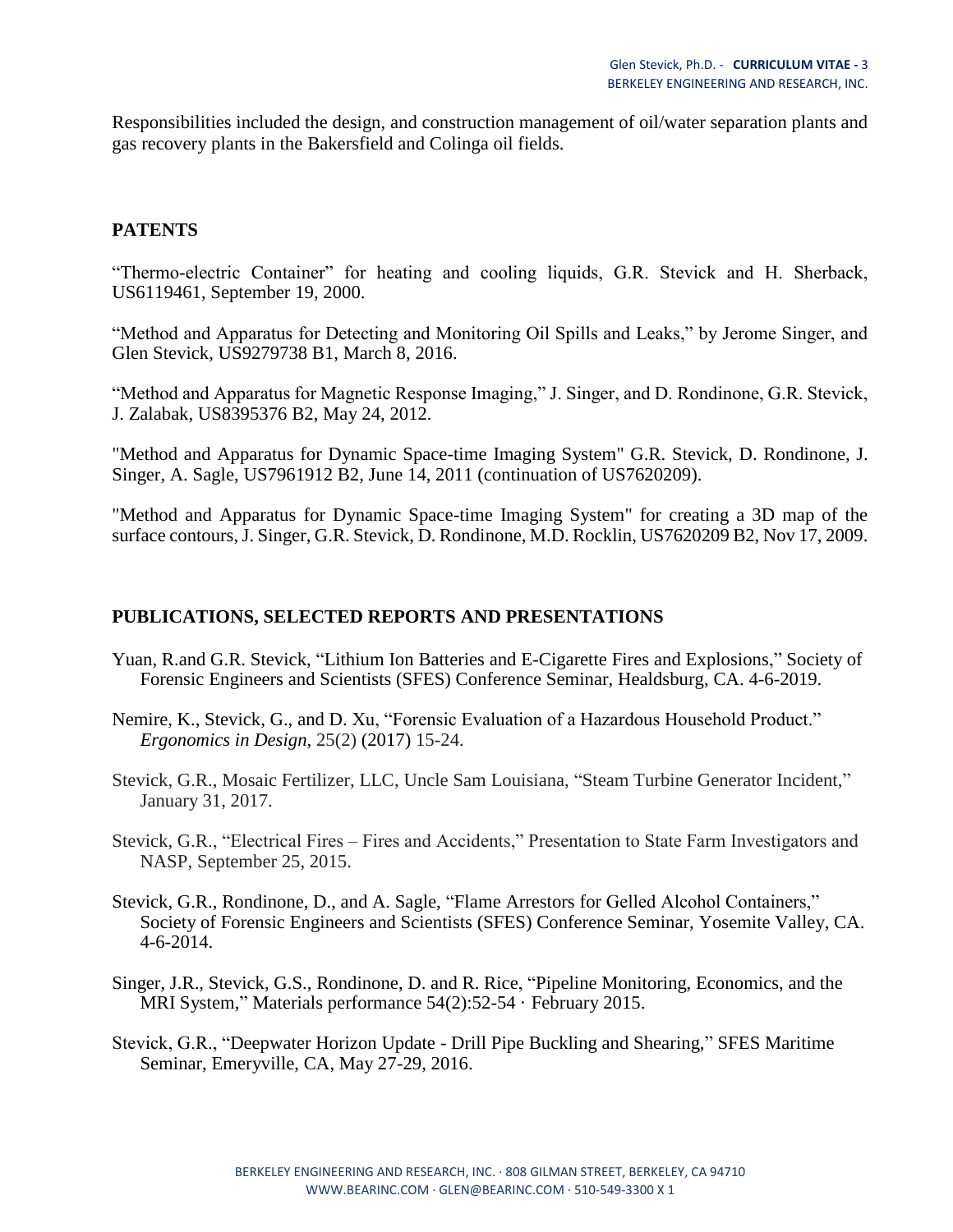Responsibilities included the design, and construction management of oil/water separation plants and gas recovery plants in the Bakersfield and Colinga oil fields.

## PATENTS

"Thermo-electric Container" for heating and cooling liquids, G.R. Stevick and H. Sherback, US6119461, September 19, 2000.

"Method and Apparatus for Detecting and Monitoring Oil Spills and Leaks," by Jerome Singer, and Glen Stevick, US9279738 B1, March 8, 2016.

"Method and Apparatus for Magnetic Response Imaging," J. Singer, and D. Rondinone, G.R. Stevick, J. Zalabak, US8395376 B2, May 24, 2012.

"Method and Apparatus for Dynamic Space-time Imaging System" G.R. Stevick, D. Rondinone, J. Singer, A. Sagle, US7961912 B2, June 14, 2011 (continuation of US7620209).

"Method and Apparatus for Dynamic Space-time Imaging System" for creating a 3D map of the surface contours, J. Singer, G.R. Stevick, D. Rondinone, M.D. Rocklin, US7620209 B2, Nov 17, 2009.

## PUBLICATIONS, SELECTED REPORTS AND PRESENTATIONS

Yuan, R.and G.R. Stevick, "Lithium Ion Batteries and E-Cigarette Fires and Explosions," Society of Forensic Engineers and Scientists (SFES) Conference Seminar, Healdsburg, CA. 4-6-2019.

Nemire, K., Stevick, G., and D. Xu, "Forensic Evaluation of a Hazardous Household Product." *Ergonomics in Design*, 25(2) (2017) 15-24.

Stevick, G.R., Mosaic Fertilizer, LLC, Uncle Sam Louisiana, "Steam Turbine Generator Incident," January 31, 2017.

Stevick, G.R., "Electrical Fires – Fires and Accidents," Presentation to State Farm Investigators and NASP, September 25, 2015.

Stevick, G.R., Rondinone, D., and A. Sagle, "Flame Arrestors for Gelled Alcohol Containers," Society of Forensic Engineers and Scientists (SFES) Conference Seminar, Yosemite Valley, CA. 4-6-2014.

Singer, J.R., Stevick, G.S., Rondinone, D. and R. Rice, "Pipeline Monitoring, Economics, and the MRI System," Materials performance 54(2):52-54 · February 2015.

Stevick, G.R., "Deepwater Horizon Update - Drill Pipe Buckling and Shearing," SFES Maritime Seminar, Emeryville, CA, May 27-29, 2016.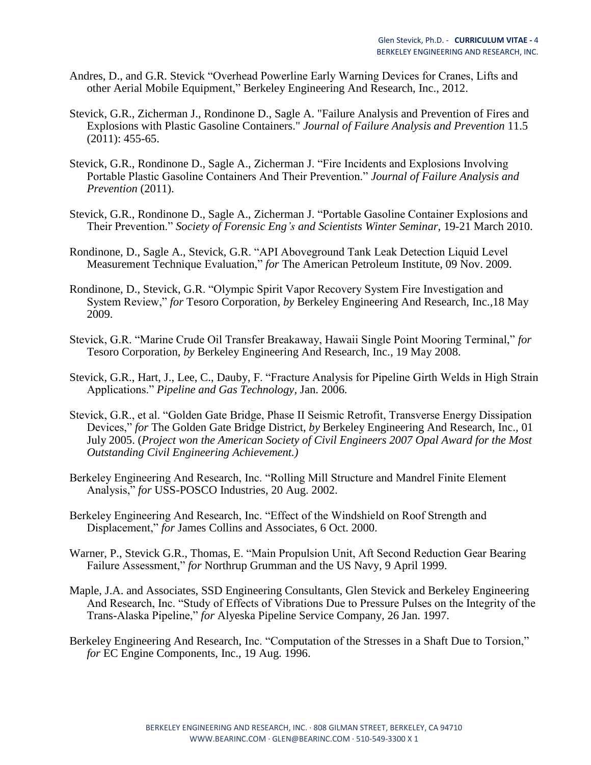Andres, D., and G.R. Stevick "Overhead Powerline Early Warning Devices for Cranes, Lifts and other Aerial Mobile Equipment," Berkeley Engineering And Research, Inc., 2012.

Stevick, G.R., Zicherman J., Rondinone D., Sagle A. "Failure Analysis and Prevention of Fires and Explosions with Plastic Gasoline Containers." *Journal of Failure Analysis and Prevention* 11.5 (2011): 455-65.

Stevick, G.R., Rondinone D., Sagle A., Zicherman J. "Fire Incidents and Explosions Involving Portable Plastic Gasoline Containers And Their Prevention." *Journal of Failure Analysis and Prevention* (2011).

Stevick, G.R., Rondinone D., Sagle A., Zicherman J. "Portable Gasoline Container Explosions and Their Prevention." *Society of Forensic Eng's and Scientists Winter Seminar,* 19-21 March 2010.

Rondinone, D., Sagle A., Stevick, G.R. "API Aboveground Tank Leak Detection Liquid Level Measurement Technique Evaluation," *for* The American Petroleum Institute, 09 Nov. 2009.

Rondinone, D., Stevick, G.R. "Olympic Spirit Vapor Recovery System Fire Investigation and System Review," *for* Tesoro Corporation, *by* Berkeley Engineering And Research, Inc.,18 May 2009.

Stevick, G.R. "Marine Crude Oil Transfer Breakaway, Hawaii Single Point Mooring Terminal," *for* Tesoro Corporation, *by* Berkeley Engineering And Research, Inc., 19 May 2008.

Stevick, G.R., Hart, J., Lee, C., Dauby, F. "Fracture Analysis for Pipeline Girth Welds in High Strain Applications." *Pipeline and Gas Technology,* Jan. 2006.

Stevick, G.R., et al. "Golden Gate Bridge, Phase II Seismic Retrofit, Transverse Energy Dissipation Devices," *for* The Golden Gate Bridge District, *by* Berkeley Engineering And Research, Inc., 01 July 2005. (*Project won the American Society of Civil Engineers 2007 Opal Award for the Most Outstanding Civil Engineering Achievement.)*

Berkeley Engineering And Research, Inc. "Rolling Mill Structure and Mandrel Finite Element Analysis," *for* USS-POSCO Industries, 20 Aug. 2002.

Berkeley Engineering And Research, Inc. "Effect of the Windshield on Roof Strength and Displacement," *for* James Collins and Associates, 6 Oct. 2000.

Warner, P., Stevick G.R., Thomas, E. "Main Propulsion Unit, Aft Second Reduction Gear Bearing Failure Assessment," *for* Northrup Grumman and the US Navy, 9 April 1999.

Maple, J.A. and Associates, SSD Engineering Consultants, Glen Stevick and Berkeley Engineering And Research, Inc. "Study of Effects of Vibrations Due to Pressure Pulses on the Integrity of the Trans-Alaska Pipeline," *for* Alyeska Pipeline Service Company, 26 Jan. 1997.

Berkeley Engineering And Research, Inc. "Computation of the Stresses in a Shaft Due to Torsion," *for* EC Engine Components, Inc., 19 Aug. 1996.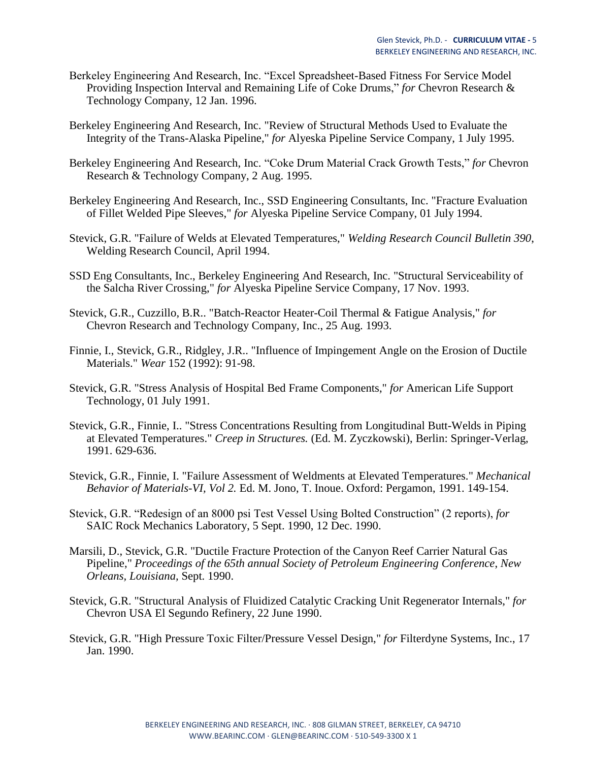Berkeley Engineering And Research, Inc. “Excel Spreadsheet-Based Fitness For Service Model Providing Inspection Interval and Remaining Life of Coke Drums,” *for* Chevron Research & Technology Company, 12 Jan. 1996.

Berkeley Engineering And Research, Inc. "Review of Structural Methods Used to Evaluate the Integrity of the Trans-Alaska Pipeline," *for* Alyeska Pipeline Service Company, 1 July 1995.

Berkeley Engineering And Research, Inc. “Coke Drum Material Crack Growth Tests,” *for* Chevron Research & Technology Company, 2 Aug. 1995.

Berkeley Engineering And Research, Inc., SSD Engineering Consultants, Inc. "Fracture Evaluation of Fillet Welded Pipe Sleeves," *for* Alyeska Pipeline Service Company, 01 July 1994.

Stevick, G.R. "Failure of Welds at Elevated Temperatures," *Welding Research Council Bulletin 390*, Welding Research Council, April 1994.

SSD Eng Consultants, Inc., Berkeley Engineering And Research, Inc. "Structural Serviceability of the Salcha River Crossing," *for* Alyeska Pipeline Service Company, 17 Nov. 1993.

Stevick, G.R., Cuzzillo, B.R.. "Batch-Reactor Heater-Coil Thermal & Fatigue Analysis," *for* Chevron Research and Technology Company, Inc., 25 Aug. 1993.

Finnie, I., Stevick, G.R., Ridgley, J.R.. "Influence of Impingement Angle on the Erosion of Ductile Materials." *Wear* 152 (1992): 91-98.

Stevick, G.R. "Stress Analysis of Hospital Bed Frame Components," *for* American Life Support Technology, 01 July 1991.

Stevick, G.R., Finnie, I.. "Stress Concentrations Resulting from Longitudinal Butt-Welds in Piping at Elevated Temperatures." *Creep in Structures.* (Ed. M. Zyczkowski), Berlin: Springer-Verlag, 1991. 629-636.

Stevick, G.R., Finnie, I. "Failure Assessment of Weldments at Elevated Temperatures." *Mechanical Behavior of Materials-VI, Vol 2.* Ed. M. Jono, T. Inoue. Oxford: Pergamon, 1991. 149-154.

Stevick, G.R. “Redesign of an 8000 psi Test Vessel Using Bolted Construction” (2 reports), *for* SAIC Rock Mechanics Laboratory, 5 Sept. 1990, 12 Dec. 1990.

Marsili, D., Stevick, G.R. "Ductile Fracture Protection of the Canyon Reef Carrier Natural Gas Pipeline," *Proceedings of the 65th annual Society of Petroleum Engineering Conference, New Orleans, Louisiana,* Sept. 1990.

Stevick, G.R. "Structural Analysis of Fluidized Catalytic Cracking Unit Regenerator Internals," *for* Chevron USA El Segundo Refinery, 22 June 1990.

Stevick, G.R. "High Pressure Toxic Filter/Pressure Vessel Design," *for* Filterdyne Systems, Inc., 17 Jan. 1990.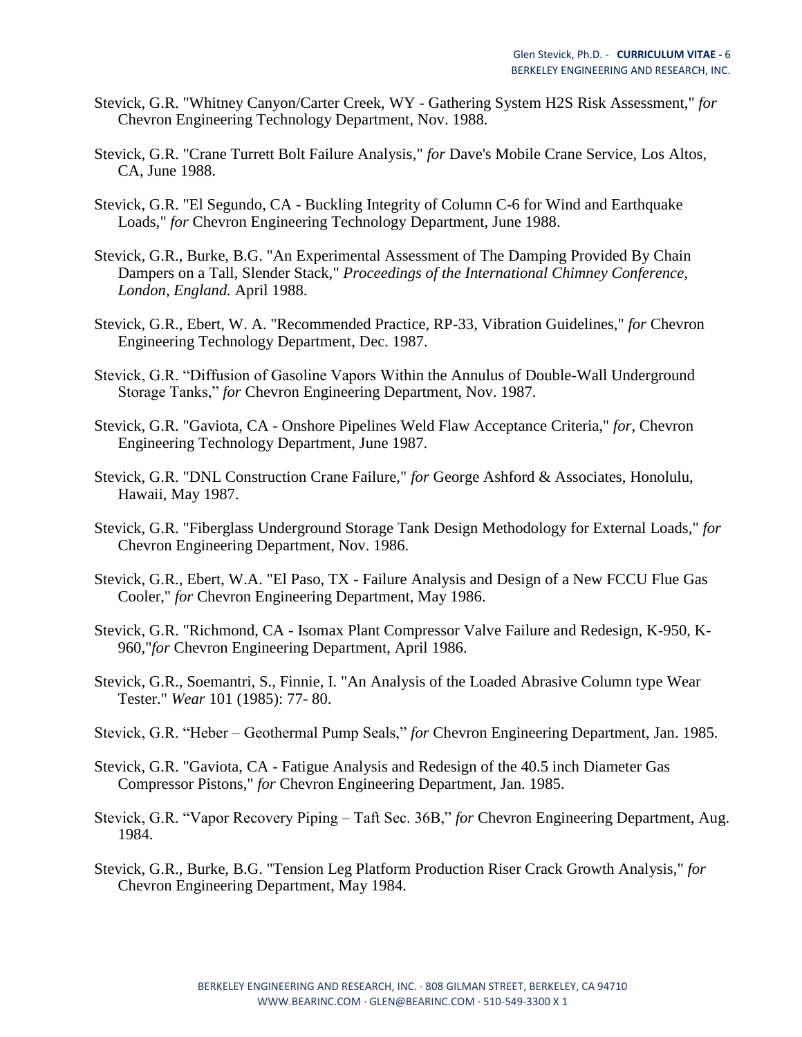Stevick, G.R. "Whitney Canyon/Carter Creek, WY - Gathering System H2S Risk Assessment," *for* Chevron Engineering Technology Department, Nov. 1988.

Stevick, G.R. "Crane Turrett Bolt Failure Analysis," *for* Dave's Mobile Crane Service, Los Altos, CA, June 1988.

Stevick, G.R. "El Segundo, CA - Buckling Integrity of Column C-6 for Wind and Earthquake Loads," *for* Chevron Engineering Technology Department, June 1988.

Stevick, G.R., Burke, B.G. "An Experimental Assessment of The Damping Provided By Chain Dampers on a Tall, Slender Stack," *Proceedings of the International Chimney Conference, London, England.* April 1988.

Stevick, G.R., Ebert, W. A. "Recommended Practice, RP-33, Vibration Guidelines," *for* Chevron Engineering Technology Department, Dec. 1987.

Stevick, G.R. "Diffusion of Gasoline Vapors Within the Annulus of Double-Wall Underground Storage Tanks," *for* Chevron Engineering Department, Nov. 1987.

Stevick, G.R. "Gaviota, CA - Onshore Pipelines Weld Flaw Acceptance Criteria," *for*, Chevron Engineering Technology Department, June 1987.

Stevick, G.R. "DNL Construction Crane Failure," *for* George Ashford & Associates, Honolulu, Hawaii, May 1987.

Stevick, G.R. "Fiberglass Underground Storage Tank Design Methodology for External Loads," *for* Chevron Engineering Department, Nov. 1986.

Stevick, G.R., Ebert, W.A. "El Paso, TX - Failure Analysis and Design of a New FCCU Flue Gas Cooler," *for* Chevron Engineering Department, May 1986.

Stevick, G.R. "Richmond, CA - Isomax Plant Compressor Valve Failure and Redesign, K-950, K-960,"*for* Chevron Engineering Department, April 1986.

Stevick, G.R., Soemantri, S., Finnie, I. "An Analysis of the Loaded Abrasive Column type Wear Tester." *Wear* 101 (1985): 77- 80.

Stevick, G.R. "Heber – Geothermal Pump Seals," *for* Chevron Engineering Department, Jan. 1985.

Stevick, G.R. "Gaviota, CA - Fatigue Analysis and Redesign of the 40.5 inch Diameter Gas Compressor Pistons," *for* Chevron Engineering Department, Jan. 1985.

Stevick, G.R. "Vapor Recovery Piping – Taft Sec. 36B," *for* Chevron Engineering Department, Aug. 1984.

Stevick, G.R., Burke, B.G. "Tension Leg Platform Production Riser Crack Growth Analysis," *for* Chevron Engineering Department, May 1984.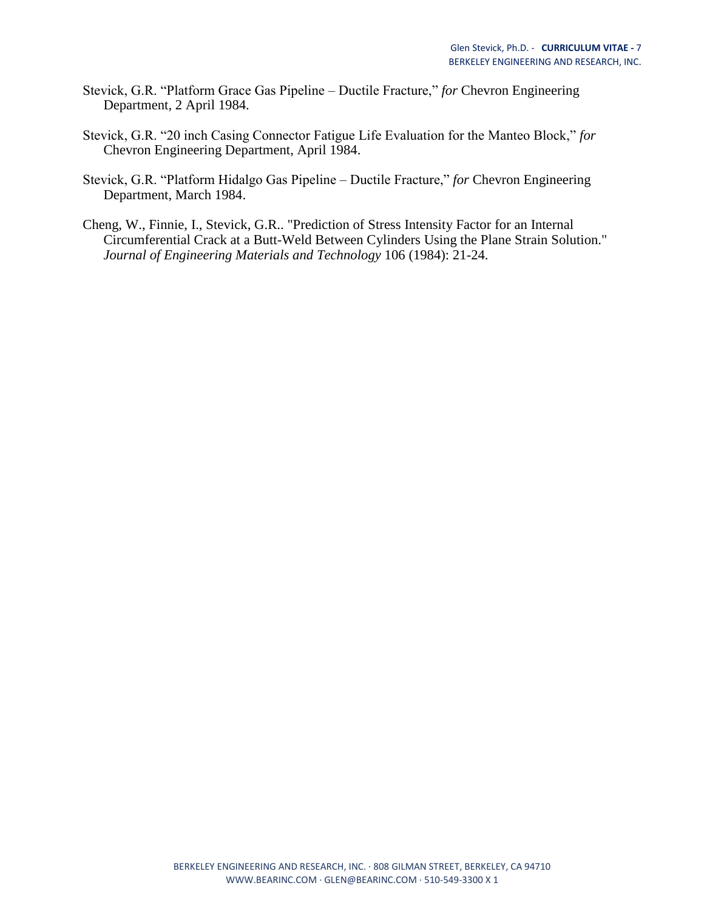Stevick, G.R. "Platform Grace Gas Pipeline – Ductile Fracture," *for* Chevron Engineering Department, 2 April 1984.

Stevick, G.R. "20 inch Casing Connector Fatigue Life Evaluation for the Manteo Block," *for* Chevron Engineering Department, April 1984.

Stevick, G.R. "Platform Hidalgo Gas Pipeline – Ductile Fracture," *for* Chevron Engineering Department, March 1984.

Cheng, W., Finnie, I., Stevick, G.R.. "Prediction of Stress Intensity Factor for an Internal Circumferential Crack at a Butt-Weld Between Cylinders Using the Plane Strain Solution." *Journal of Engineering Materials and Technology* 106 (1984): 21-24.